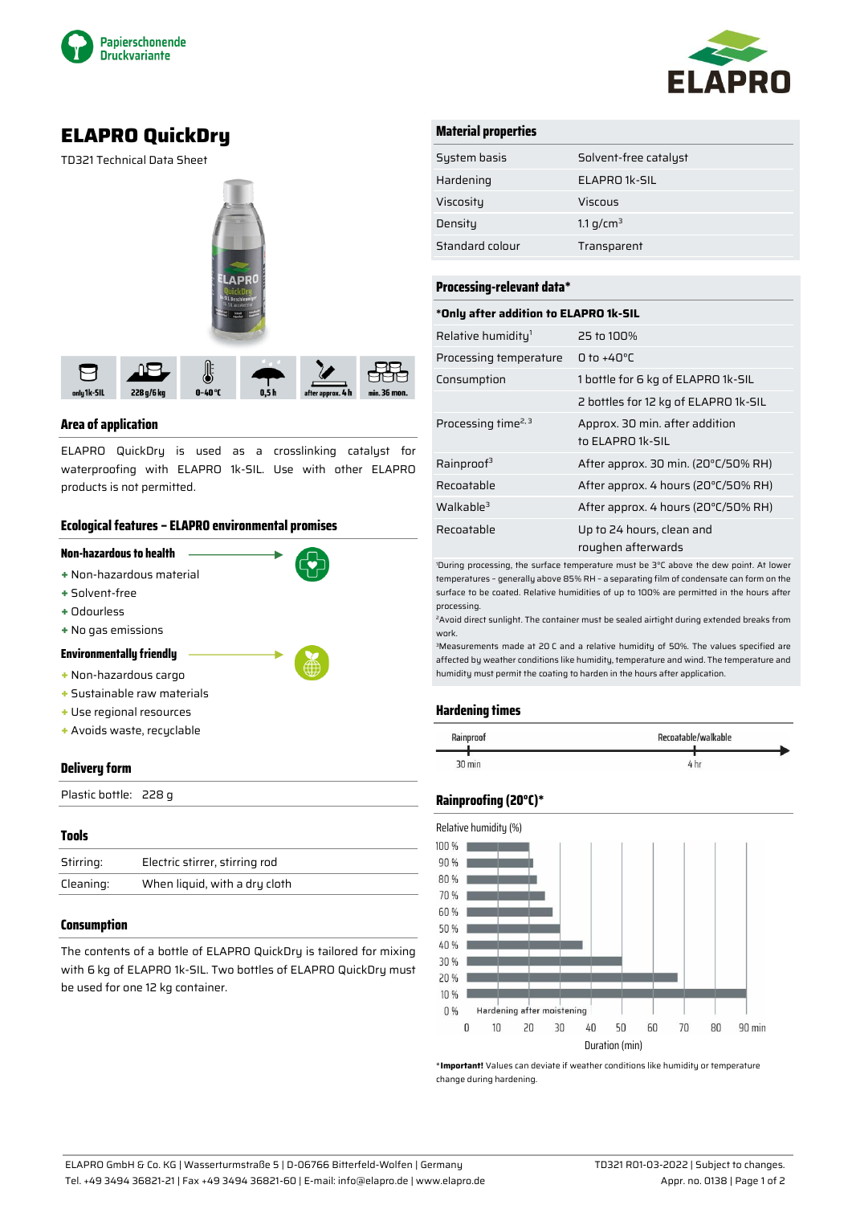Papierschonende Druckvariante

ELAPRO

# ELAPRO QuickDry

TD321 Technical Data Sheet

only 1k-SIL | 228 g/6 kg | 0-40 °C | 0,5 h | after approx. 4 h | min. 36 mon.

## Area of application

ELAPRO QuickDry is used as a crosslinking catalyst for waterproofing with ELAPRO 1k-SIL. Use with other ELAPRO products is not permitted.

## Ecological features – ELAPRO environmental promises

**Non-hazardous to health**

- + Non-hazardous material
- + Solvent-free
- + Odourless
- + No gas emissions

**Environmentally friendly**

- + Non-hazardous cargo
- + Sustainable raw materials
- + Use regional resources
- + Avoids waste, recyclable

## Delivery form

Plastic bottle: 228 g

## Tools

| | |
|---|---|
| Stirring: | Electric stirrer, stirring rod |
| Cleaning: | When liquid, with a dry cloth |

## Consumption

The contents of a bottle of ELAPRO QuickDry is tailored for mixing with 6 kg of ELAPRO 1k-SIL. Two bottles of ELAPRO QuickDry must be used for one 12 kg container.

## Material properties

| | |
|---|---|
| System basis | Solvent-free catalyst |
| Hardening | ELAPRO 1k-SIL |
| Viscosity | Viscous |
| Density | 1.1 g/cm³ |
| Standard colour | Transparent |

## Processing-relevant data*

**\*Only after addition to ELAPRO 1k-SIL**

| | |
|---|---|
| Relative humidity[1] | 25 to 100% |
| Processing temperature | 0 to +40°C |
| Consumption | 1 bottle for 6 kg of ELAPRO 1k-SIL |
| | 2 bottles for 12 kg of ELAPRO 1k-SIL |
| Processing time[2, 3] | Approx. 30 min. after addition to ELAPRO 1k-SIL |
| Rainproof[3] | After approx. 30 min. (20°C/50% RH) |
| Recoatable | After approx. 4 hours (20°C/50% RH) |
| Walkable[3] | After approx. 4 hours (20°C/50% RH) |
| Recoatable | Up to 24 hours, clean and roughen afterwards |

[1]During processing, the surface temperature must be 3°C above the dew point. At lower temperatures – generally above 85% RH – a separating film of condensate can form on the surface to be coated. Relative humidities of up to 100% are permitted in the hours after processing.

[2]Avoid direct sunlight. The container must be sealed airtight during extended breaks from work.

[3]Measurements made at 20 C and a relative humidity of 50%. The values specified are affected by weather conditions like humidity, temperature and wind. The temperature and humidity must permit the coating to harden in the hours after application.

## Hardening times

Rainproof: 30 min — Recoatable/walkable: 4 hr

## Rainproofing (20°C)*

Relative humidity (%) vs. Duration (min); 0 %: Hardening after moistening

*\*Important!* Values can deviate if weather conditions like humidity or temperature change during hardening.

ELAPRO GmbH & Co. KG | Wasserturmstraße 5 | D-06766 Bitterfeld-Wolfen | Germany
Tel. +49 3494 36821-21 | Fax +49 3494 36821-60 | E-mail: info@elapro.de | www.elapro.de

TD321 R01-03-2022 | Subject to changes.
Appr. no. 0138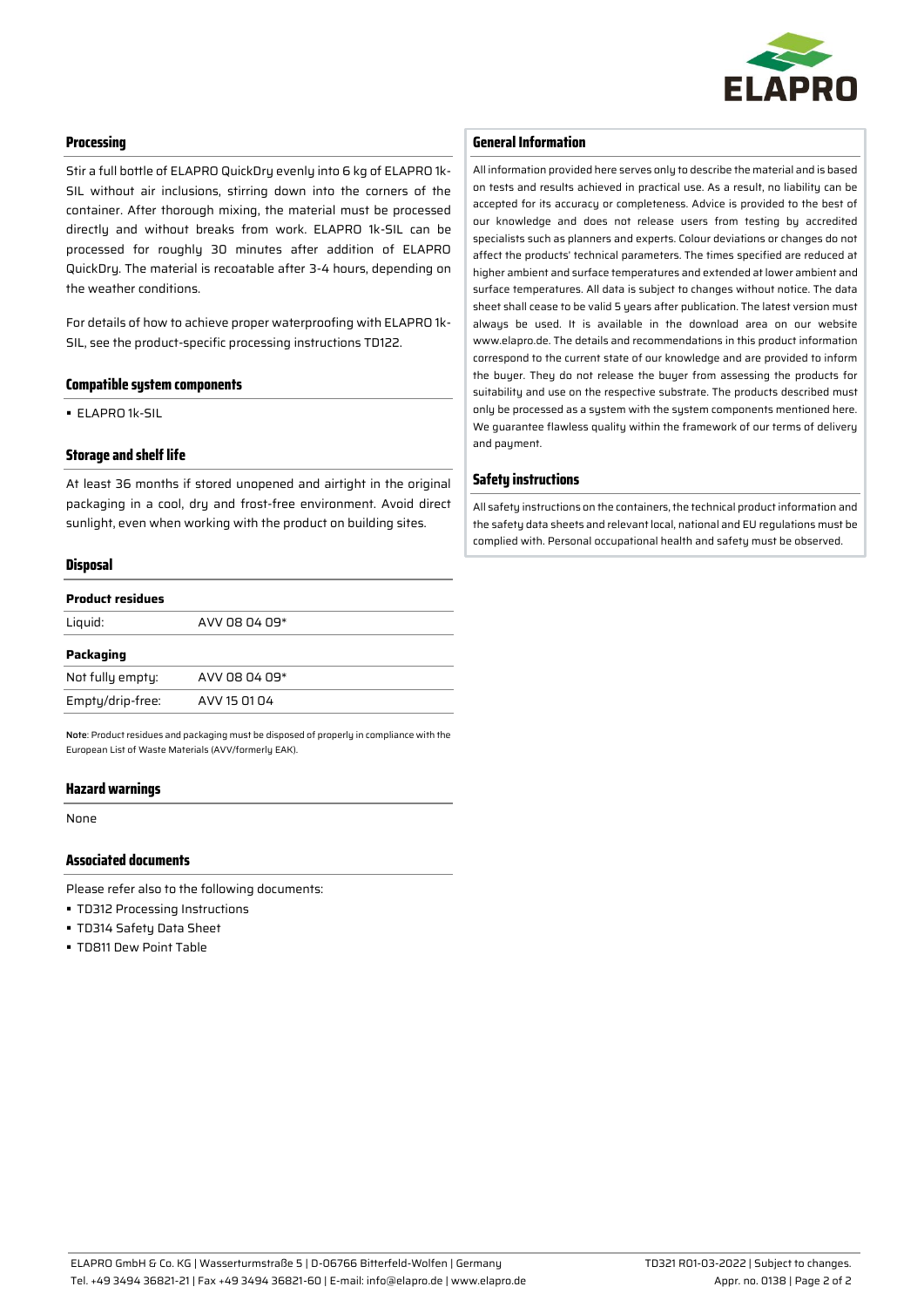## Processing

Stir a full bottle of ELAPRO QuickDry evenly into 6 kg of ELAPRO 1k-SIL without air inclusions, stirring down into the corners of the container. After thorough mixing, the material must be processed directly and without breaks from work. ELAPRO 1k-SIL can be processed for roughly 30 minutes after addition of ELAPRO QuickDry. The material is recoatable after 3-4 hours, depending on the weather conditions.

For details of how to achieve proper waterproofing with ELAPRO 1k-SIL, see the product-specific processing instructions TD122.

## Compatible system components

- ELAPRO 1k-SIL

## Storage and shelf life

At least 36 months if stored unopened and airtight in the original packaging in a cool, dry and frost-free environment. Avoid direct sunlight, even when working with the product on building sites.

## Disposal

| | |
|---|---|
| **Product residues** | |
| Liquid: | AVV 08 04 09* |
| **Packaging** | |
| Not fully empty: | AVV 08 04 09* |
| Empty/drip-free: | AVV 15 01 04 |

**Note**: Product residues and packaging must be disposed of properly in compliance with the European List of Waste Materials (AVV/formerly EAK).

## Hazard warnings

None

## Associated documents

Please refer also to the following documents:

- TD312 Processing Instructions
- TD314 Safety Data Sheet
- TD811 Dew Point Table

## General Information

All information provided here serves only to describe the material and is based on tests and results achieved in practical use. As a result, no liability can be accepted for its accuracy or completeness. Advice is provided to the best of our knowledge and does not release users from testing by accredited specialists such as planners and experts. Colour deviations or changes do not affect the products' technical parameters. The times specified are reduced at higher ambient and surface temperatures and extended at lower ambient and surface temperatures. All data is subject to changes without notice. The data sheet shall cease to be valid 5 years after publication. The latest version must always be used. It is available in the download area on our website www.elapro.de. The details and recommendations in this product information correspond to the current state of our knowledge and are provided to inform the buyer. They do not release the buyer from assessing the products for suitability and use on the respective substrate. The products described must only be processed as a system with the system components mentioned here. We guarantee flawless quality within the framework of our terms of delivery and payment.

## Safety instructions

All safety instructions on the containers, the technical product information and the safety data sheets and relevant local, national and EU regulations must be complied with. Personal occupational health and safety must be observed.

ELAPRO GmbH & Co. KG | Wasserturmstraße 5 | D-06766 Bitterfeld-Wolfen | Germany
Tel. +49 3494 36821-21 | Fax +49 3494 36821-60 | E-mail: info@elapro.de | www.elapro.de

TD321 R01-03-2022 | Subject to changes.
Appr. no. 0138